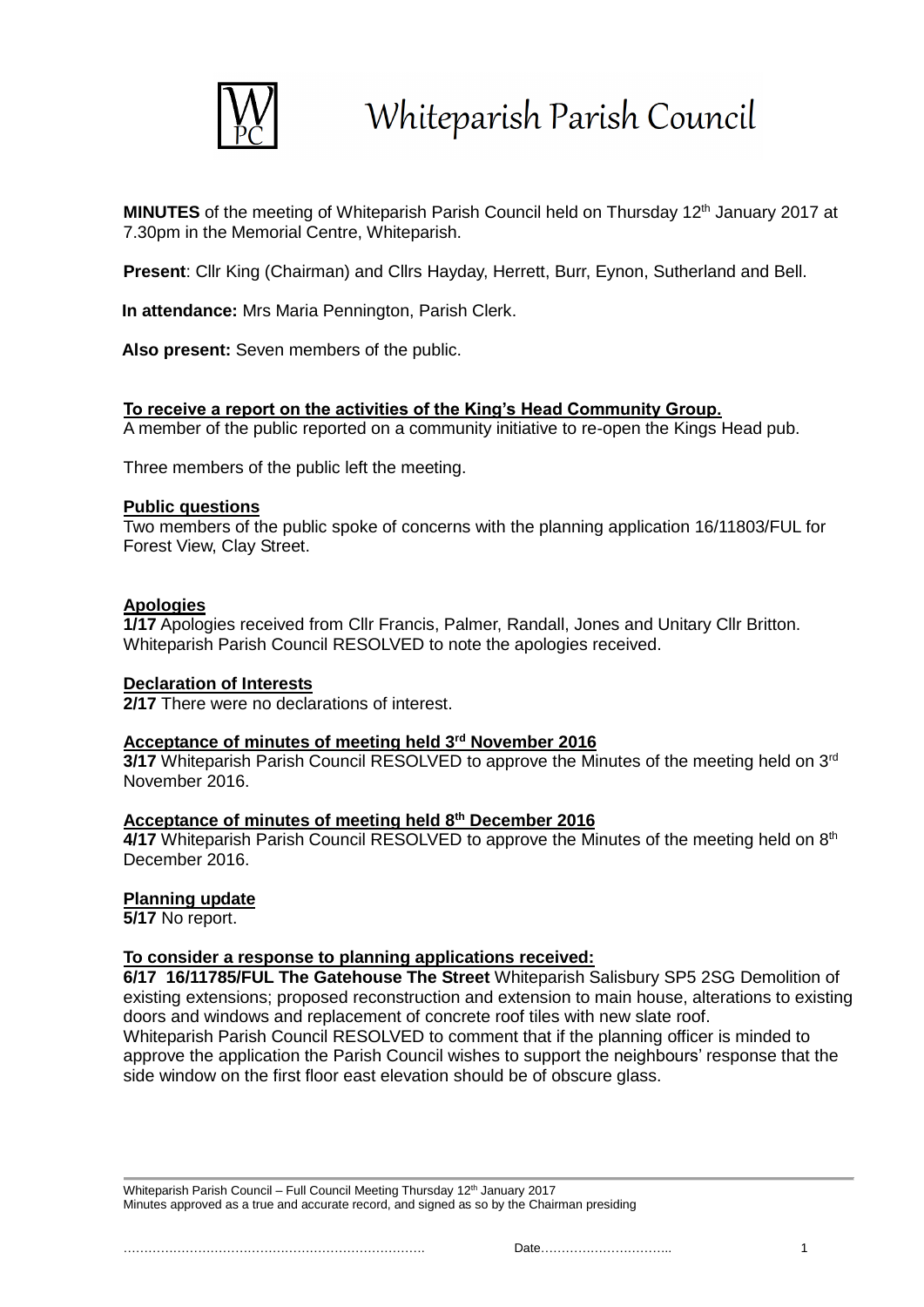# Whiteparish Parish Council

**MINUTES** of the meeting of Whiteparish Parish Council held on Thursday 12th January 2017 at 7.30pm in the Memorial Centre, Whiteparish.

**Present**: Cllr King (Chairman) and Cllrs Hayday, Herrett, Burr, Eynon, Sutherland and Bell.

**In attendance:** Mrs Maria Pennington, Parish Clerk.

**Also present:** Seven members of the public.

**To receive a report on the activities of the King's Head Community Group.**
A member of the public reported on a community initiative to re-open the Kings Head pub.

Three members of the public left the meeting.

**Public questions**
Two members of the public spoke of concerns with the planning application 16/11803/FUL for Forest View, Clay Street.

**Apologies**
**1/17** Apologies received from Cllr Francis, Palmer, Randall, Jones and Unitary Cllr Britton. Whiteparish Parish Council RESOLVED to note the apologies received.

**Declaration of Interests**
**2/17** There were no declarations of interest.

**Acceptance of minutes of meeting held 3rd November 2016**
**3/17** Whiteparish Parish Council RESOLVED to approve the Minutes of the meeting held on 3rd November 2016.

**Acceptance of minutes of meeting held 8th December 2016**
**4/17** Whiteparish Parish Council RESOLVED to approve the Minutes of the meeting held on 8th December 2016.

**Planning update**
**5/17** No report.

**To consider a response to planning applications received:**
**6/17 16/11785/FUL The Gatehouse The Street** Whiteparish Salisbury SP5 2SG Demolition of existing extensions; proposed reconstruction and extension to main house, alterations to existing doors and windows and replacement of concrete roof tiles with new slate roof.
Whiteparish Parish Council RESOLVED to comment that if the planning officer is minded to approve the application the Parish Council wishes to support the neighbours' response that the side window on the first floor east elevation should be of obscure glass.

Whiteparish Parish Council – Full Council Meeting Thursday 12th January 2017
Minutes approved as a true and accurate record, and signed as so by the Chairman presiding

……………………………………………………………… Date…………………………..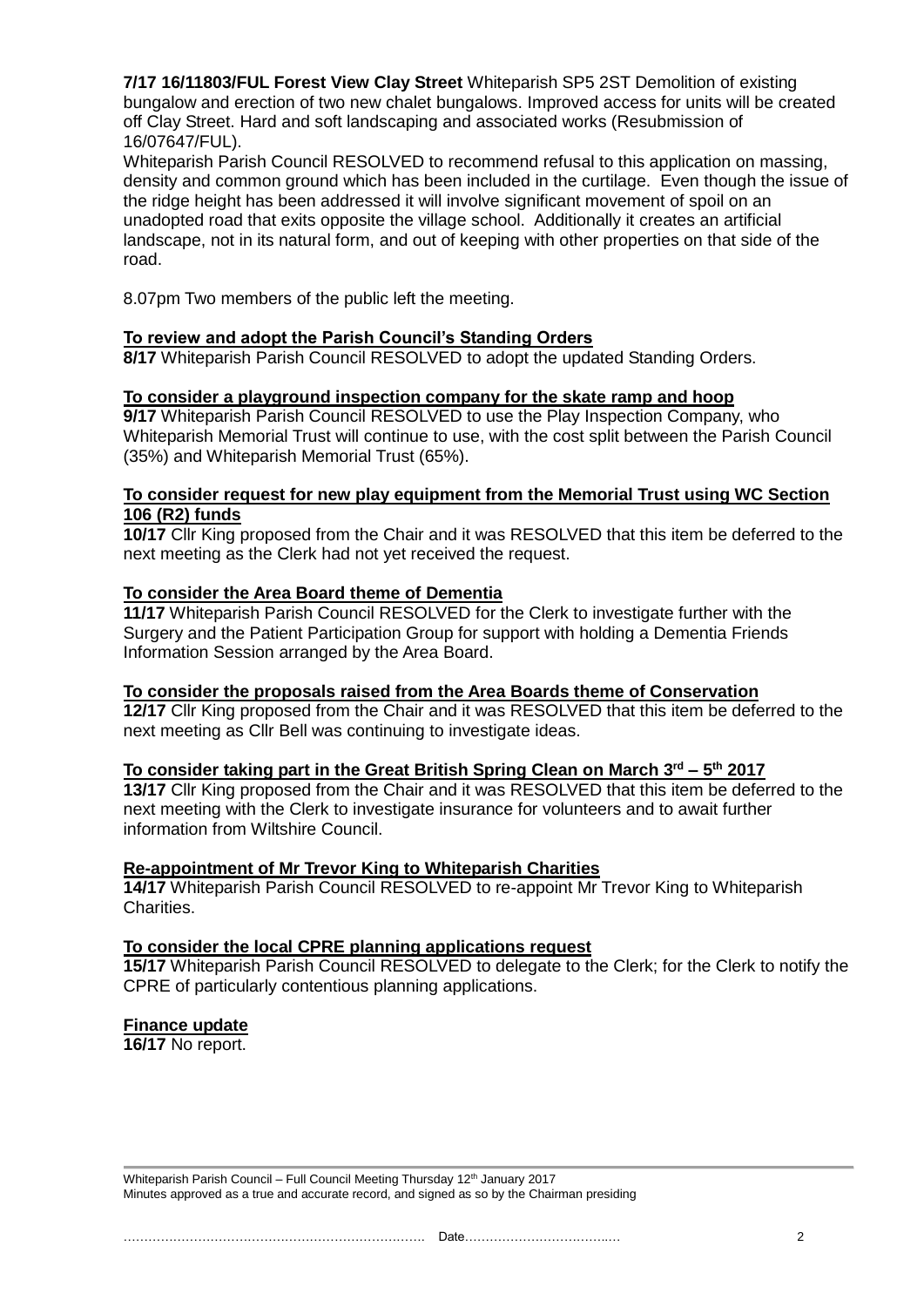**7/17 16/11803/FUL Forest View Clay Street** Whiteparish SP5 2ST Demolition of existing bungalow and erection of two new chalet bungalows. Improved access for units will be created off Clay Street. Hard and soft landscaping and associated works (Resubmission of 16/07647/FUL).

Whiteparish Parish Council RESOLVED to recommend refusal to this application on massing, density and common ground which has been included in the curtilage. Even though the issue of the ridge height has been addressed it will involve significant movement of spoil on an unadopted road that exits opposite the village school. Additionally it creates an artificial landscape, not in its natural form, and out of keeping with other properties on that side of the road.

8.07pm Two members of the public left the meeting.

**<u>To review and adopt the Parish Council's Standing Orders</u>**

**8/17** Whiteparish Parish Council RESOLVED to adopt the updated Standing Orders.

**<u>To consider a playground inspection company for the skate ramp and hoop</u>**

**9/17** Whiteparish Parish Council RESOLVED to use the Play Inspection Company, who Whiteparish Memorial Trust will continue to use, with the cost split between the Parish Council (35%) and Whiteparish Memorial Trust (65%).

**<u>To consider request for new play equipment from the Memorial Trust using WC Section 106 (R2) funds</u>**

**10/17** Cllr King proposed from the Chair and it was RESOLVED that this item be deferred to the next meeting as the Clerk had not yet received the request.

**<u>To consider the Area Board theme of Dementia</u>**

**11/17** Whiteparish Parish Council RESOLVED for the Clerk to investigate further with the Surgery and the Patient Participation Group for support with holding a Dementia Friends Information Session arranged by the Area Board.

**<u>To consider the proposals raised from the Area Boards theme of Conservation</u>**

**12/17** Cllr King proposed from the Chair and it was RESOLVED that this item be deferred to the next meeting as Cllr Bell was continuing to investigate ideas.

**<u>To consider taking part in the Great British Spring Clean on March 3rd – 5th 2017</u>**

**13/17** Cllr King proposed from the Chair and it was RESOLVED that this item be deferred to the next meeting with the Clerk to investigate insurance for volunteers and to await further information from Wiltshire Council.

**<u>Re-appointment of Mr Trevor King to Whiteparish Charities</u>**

**14/17** Whiteparish Parish Council RESOLVED to re-appoint Mr Trevor King to Whiteparish Charities.

**<u>To consider the local CPRE planning applications request</u>**

**15/17** Whiteparish Parish Council RESOLVED to delegate to the Clerk; for the Clerk to notify the CPRE of particularly contentious planning applications.

**<u>Finance update</u>**

**16/17** No report.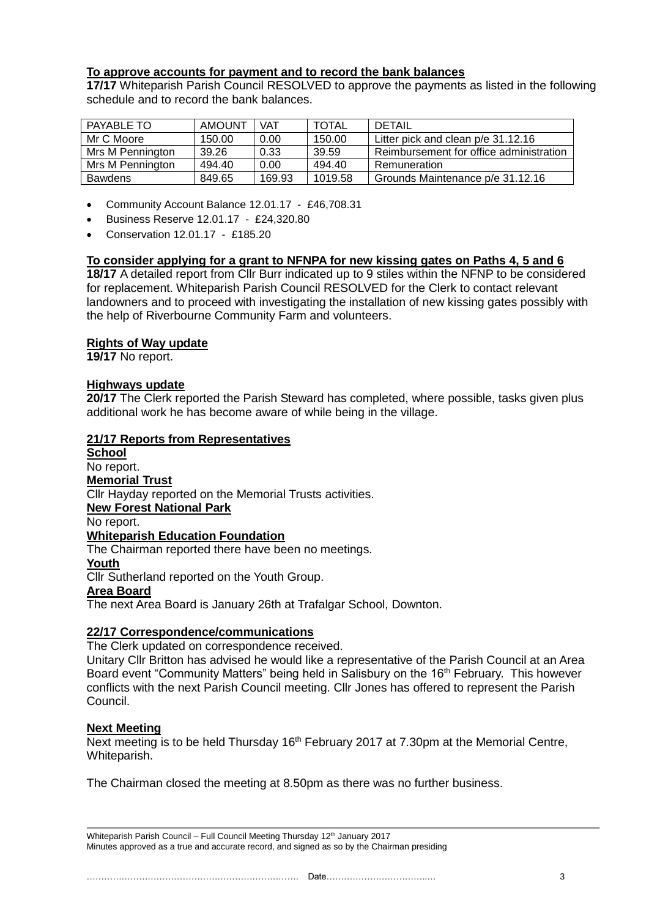**To approve accounts for payment and to record the bank balances**

**17/17** Whiteparish Parish Council RESOLVED to approve the payments as listed in the following schedule and to record the bank balances.

| PAYABLE TO | AMOUNT | VAT | TOTAL | DETAIL |
|---|---|---|---|---|
| Mr C Moore | 150.00 | 0.00 | 150.00 | Litter pick and clean p/e 31.12.16 |
| Mrs M Pennington | 39.26 | 0.33 | 39.59 | Reimbursement for office administration |
| Mrs M Pennington | 494.40 | 0.00 | 494.40 | Remuneration |
| Bawdens | 849.65 | 169.93 | 1019.58 | Grounds Maintenance p/e 31.12.16 |

- Community Account Balance 12.01.17 - £46,708.31
- Business Reserve 12.01.17 - £24,320.80
- Conservation 12.01.17 - £185.20

**To consider applying for a grant to NFNPA for new kissing gates on Paths 4, 5 and 6**

**18/17** A detailed report from Cllr Burr indicated up to 9 stiles within the NFNP to be considered for replacement. Whiteparish Parish Council RESOLVED for the Clerk to contact relevant landowners and to proceed with investigating the installation of new kissing gates possibly with the help of Riverbourne Community Farm and volunteers.

**Rights of Way update**

**19/17** No report.

**Highways update**

**20/17** The Clerk reported the Parish Steward has completed, where possible, tasks given plus additional work he has become aware of while being in the village.

**21/17 Reports from Representatives**

**School**

No report.

**Memorial Trust**

Cllr Hayday reported on the Memorial Trusts activities.

**New Forest National Park**

No report.

**Whiteparish Education Foundation**

The Chairman reported there have been no meetings.

**Youth**

Cllr Sutherland reported on the Youth Group.

**Area Board**

The next Area Board is January 26th at Trafalgar School, Downton.

**22/17 Correspondence/communications**

The Clerk updated on correspondence received.

Unitary Cllr Britton has advised he would like a representative of the Parish Council at an Area Board event "Community Matters" being held in Salisbury on the 16th February. This however conflicts with the next Parish Council meeting. Cllr Jones has offered to represent the Parish Council.

**Next Meeting**

Next meeting is to be held Thursday 16th February 2017 at 7.30pm at the Memorial Centre, Whiteparish.

The Chairman closed the meeting at 8.50pm as there was no further business.

Whiteparish Parish Council – Full Council Meeting Thursday 12th January 2017
Minutes approved as a true and accurate record, and signed as so by the Chairman presiding

……………………………………………………………… Date………………………………